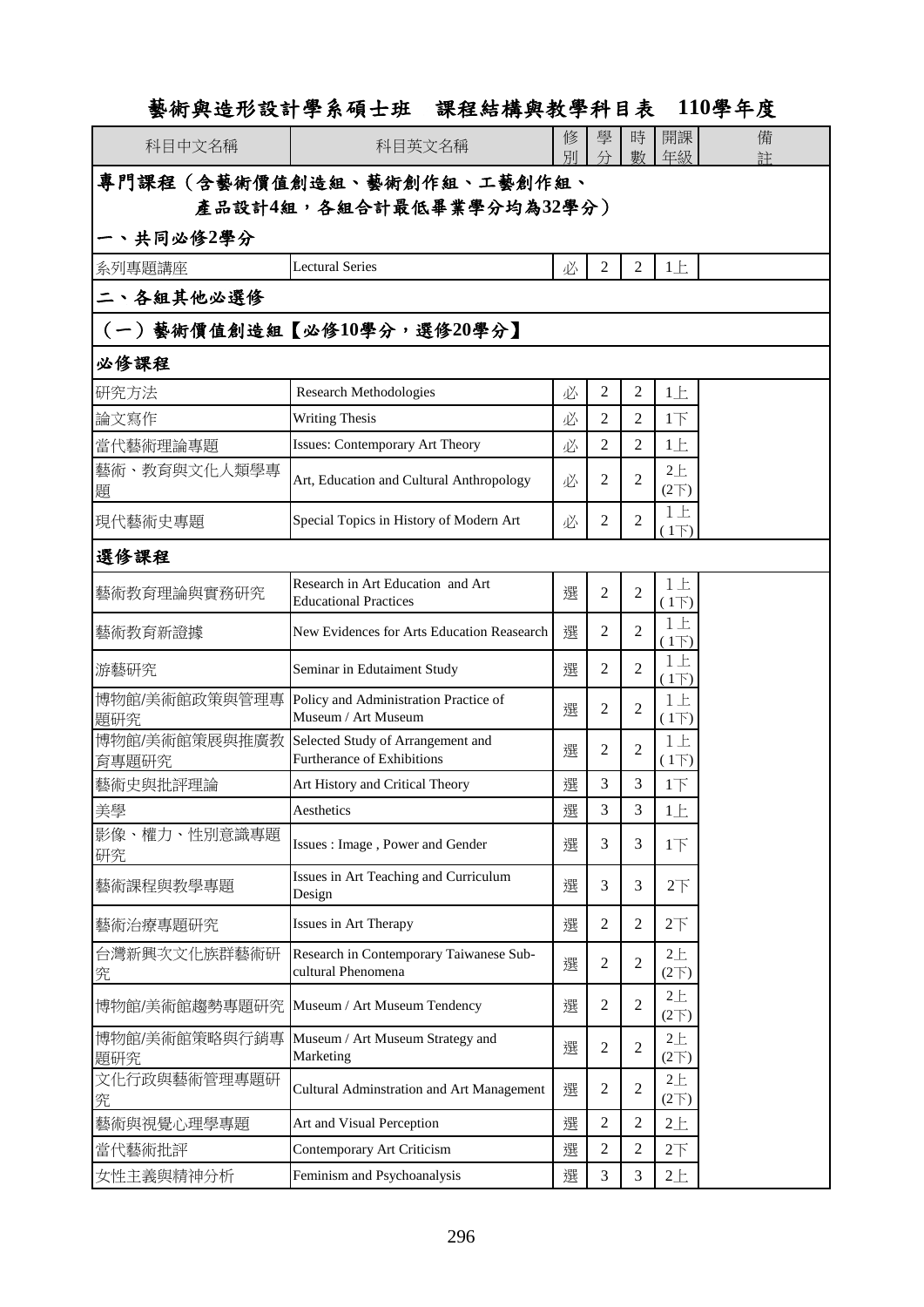# 藝術與造形設計學系碩士班　課程結構與教學科目表　110學年度

| 科目中文名稱 | 科目英文名稱 | 修別 | 學分 | 時數 | 開課年級 | 備註 |
|---|---|---|---|---|---|---|
| **專門課程（含藝術價值創造組、藝術創作組、工藝創作組、產品設計4組，各組合計最低畢業學分均為32學分）** | | | | | | |
| **一、共同必修2學分** | | | | | | |
| 系列專題講座 | Lectural Series | 必 | 2 | 2 | 1上 | |
| **二、各組其他必選修** | | | | | | |
| **（一）藝術價值創造組【必修10學分，選修20學分】** | | | | | | |
| **必修課程** | | | | | | |
| 研究方法 | Research Methodologies | 必 | 2 | 2 | 1上 | |
| 論文寫作 | Writing Thesis | 必 | 2 | 2 | 1下 | |
| 當代藝術理論專題 | Issues: Contemporary Art Theory | 必 | 2 | 2 | 1上 | |
| 藝術、教育與文化人類學專題 | Art, Education and Cultural Anthropology | 必 | 2 | 2 | 2上(2下) | |
| 現代藝術史專題 | Special Topics in History of Modern Art | 必 | 2 | 2 | 1上(1下) | |
| **選修課程** | | | | | | |
| 藝術教育理論與實務研究 | Research in Art Education and Art Educational Practices | 選 | 2 | 2 | 1上(1下) | |
| 藝術教育新證據 | New Evidences for Arts Education Reasearch | 選 | 2 | 2 | 1上(1下) | |
| 游藝研究 | Seminar in Edutaiment Study | 選 | 2 | 2 | 1上(1下) | |
| 博物館/美術館政策與管理專題研究 | Policy and Administration Practice of Museum / Art Museum | 選 | 2 | 2 | 1上(1下) | |
| 博物館/美術館策展與推廣教育專題研究 | Selected Study of Arrangement and Furtherance of Exhibitions | 選 | 2 | 2 | 1上(1下) | |
| 藝術史與批評理論 | Art History and Critical Theory | 選 | 3 | 3 | 1下 | |
| 美學 | Aesthetics | 選 | 3 | 3 | 1上 | |
| 影像、權力、性別意識專題研究 | Issues : Image , Power and Gender | 選 | 3 | 3 | 1下 | |
| 藝術課程與教學專題 | Issues in Art Teaching and Curriculum Design | 選 | 3 | 3 | 2下 | |
| 藝術治療專題研究 | Issues in Art Therapy | 選 | 2 | 2 | 2下 | |
| 台灣新興次文化族群藝術研究 | Research in Contemporary Taiwanese Sub-cultural Phenomena | 選 | 2 | 2 | 2上(2下) | |
| 博物館/美術館趨勢專題研究 | Museum / Art Museum Tendency | 選 | 2 | 2 | 2上(2下) | |
| 博物館/美術館策略與行銷專題研究 | Museum / Art Museum Strategy and Marketing | 選 | 2 | 2 | 2上(2下) | |
| 文化行政與藝術管理專題研究 | Cultural Adminstration and Art Management | 選 | 2 | 2 | 2上(2下) | |
| 藝術與視覺心理學專題 | Art and Visual Perception | 選 | 2 | 2 | 2上 | |
| 當代藝術批評 | Contemporary Art Criticism | 選 | 2 | 2 | 2下 | |
| 女性主義與精神分析 | Feminism and Psychoanalysis | 選 | 3 | 3 | 2上 | |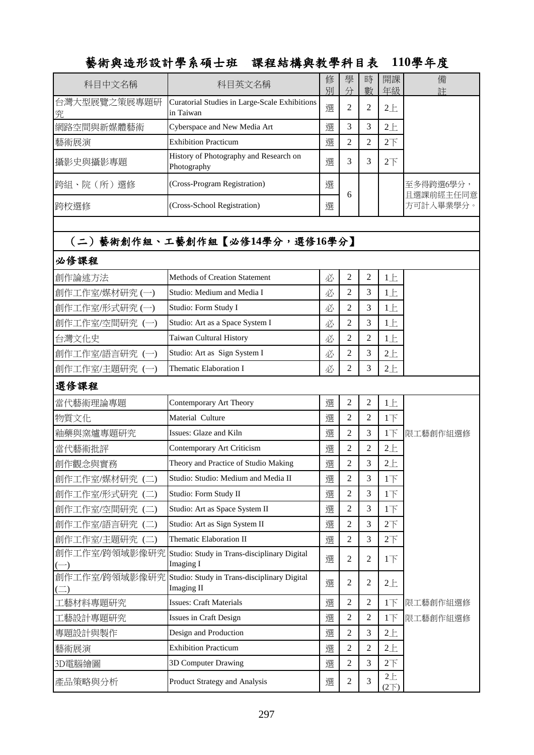# 藝術與造形設計學系碩士班　課程結構與教學科目表　110學年度

| 科目中文名稱 | 科目英文名稱 | 修別 | 學分 | 時數 | 開課年級 | 備註 |
|---|---|---|---|---|---|---|
| 台灣大型展覽之策展專題研究 | Curatorial Studies in Large-Scale Exhibitions in Taiwan | 選 | 2 | 2 | 2上 | |
| 網路空間與新媒體藝術 | Cyberspace and New Media Art | 選 | 3 | 3 | 2上 | |
| 藝術展演 | Exhibition Practicum | 選 | 2 | 2 | 2下 | |
| 攝影史與攝影專題 | History of Photography and Research on Photography | 選 | 3 | 3 | 2下 | |
| 跨組、院（所）選修 | (Cross-Program Registration) | 選 | 6 | | | 至多得跨選6學分，且選課前經主任同意方可計入畢業學分。 |
| 跨校選修 | (Cross-School Registration) | 選 | | | | |
| **（二）藝術創作組、工藝創作組【必修14學分，選修16學分】** | | | | | | |
| **必修課程** | | | | | | |
| 創作論述方法 | Methods of Creation Statement | 必 | 2 | 2 | 1上 | |
| 創作工作室/媒材研究 (一) | Studio: Medium and Media I | 必 | 2 | 3 | 1上 | |
| 創作工作室/形式研究 (一) | Studio: Form Study I | 必 | 2 | 3 | 1上 | |
| 創作工作室/空間研究 (一) | Studio: Art as a Space System I | 必 | 2 | 3 | 1上 | |
| 台灣文化史 | Taiwan Cultural History | 必 | 2 | 2 | 1上 | |
| 創作工作室/語言研究 (一) | Studio: Art as Sign System I | 必 | 2 | 3 | 2上 | |
| 創作工作室/主題研究 (一) | Thematic Elaboration I | 必 | 2 | 3 | 2上 | |
| **選修課程** | | | | | | |
| 當代藝術理論專題 | Contemporary Art Theory | 選 | 2 | 2 | 1上 | |
| 物質文化 | Material Culture | 選 | 2 | 2 | 1下 | |
| 釉藥與窯爐專題研究 | Issues: Glaze and Kiln | 選 | 2 | 3 | 1下 | 限工藝創作組選修 |
| 當代藝術批評 | Contemporary Art Criticism | 選 | 2 | 2 | 2上 | |
| 創作觀念與實務 | Theory and Practice of Studio Making | 選 | 2 | 3 | 2上 | |
| 創作工作室/媒材研究 (二) | Studio: Studio: Medium and Media II | 選 | 2 | 3 | 1下 | |
| 創作工作室/形式研究 (二) | Studio: Form Study II | 選 | 2 | 3 | 1下 | |
| 創作工作室/空間研究 (二) | Studio: Art as Space System II | 選 | 2 | 3 | 1下 | |
| 創作工作室/語言研究 (二) | Studio: Art as Sign System II | 選 | 2 | 3 | 2下 | |
| 創作工作室/主題研究 (二) | Thematic Elaboration II | 選 | 2 | 3 | 2下 | |
| 創作工作室/跨領域影像研究(一) | Studio: Study in Trans-disciplinary Digital Imaging I | 選 | 2 | 2 | 1下 | |
| 創作工作室/跨領域影像研究(二) | Studio: Study in Trans-disciplinary Digital Imaging II | 選 | 2 | 2 | 2上 | |
| 工藝材料專題研究 | Issues: Craft Materials | 選 | 2 | 2 | 1下 | 限工藝創作組選修 |
| 工藝設計專題研究 | Issues in Craft Design | 選 | 2 | 2 | 1下 | 限工藝創作組選修 |
| 專題設計與製作 | Design and Production | 選 | 2 | 3 | 2上 | |
| 藝術展演 | Exhibition Practicum | 選 | 2 | 2 | 2上 | |
| 3D電腦繪圖 | 3D Computer Drawing | 選 | 2 | 3 | 2下 | |
| 產品策略與分析 | Product Strategy and Analysis | 選 | 2 | 3 | 2上(2下) | |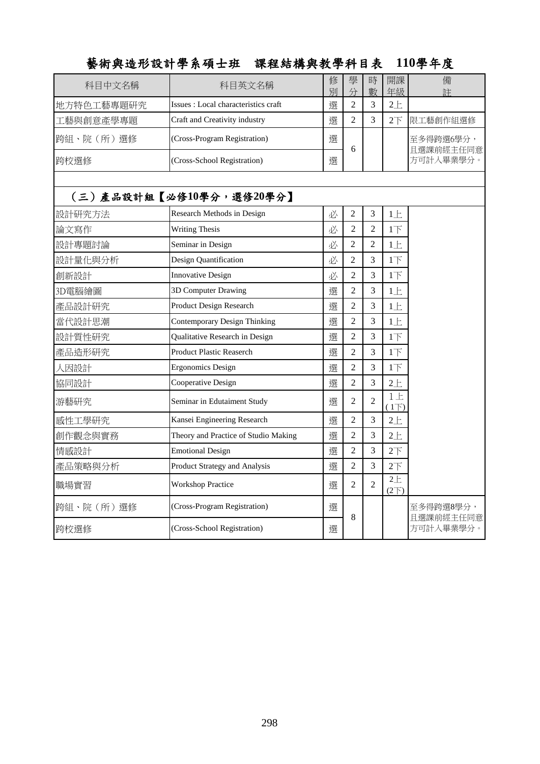# 藝術與造形設計學系碩士班　課程結構與教學科目表　110學年度

| 科目中文名稱 | 科目英文名稱 | 修別 | 學分 | 時數 | 開課年級 | 備註 |
|---|---|---|---|---|---|---|
| 地方特色工藝專題研究 | Issues : Local characteristics craft | 選 | 2 | 3 | 2上 | |
| 工藝與創意產學專題 | Craft and Creativity industry | 選 | 2 | 3 | 2下 | 限工藝創作組選修 |
| 跨組、院（所）選修 | (Cross-Program Registration) | 選 | 6 | | | 至多得跨選6學分，且選課前經主任同意方可計入畢業學分。 |
| 跨校選修 | (Cross-School Registration) | 選 | | | | |
| | | | | | | |
| **（三）產品設計組【必修10學分，選修20學分】** | | | | | | |
| 設計研究方法 | Research Methods in Design | 必 | 2 | 3 | 1上 | |
| 論文寫作 | Writing Thesis | 必 | 2 | 2 | 1下 | |
| 設計專題討論 | Seminar in Design | 必 | 2 | 2 | 1上 | |
| 設計量化與分析 | Design Quantification | 必 | 2 | 3 | 1下 | |
| 創新設計 | Innovative Design | 必 | 2 | 3 | 1下 | |
| 3D電腦繪圖 | 3D Computer Drawing | 選 | 2 | 3 | 1上 | |
| 產品設計研究 | Product Design Research | 選 | 2 | 3 | 1上 | |
| 當代設計思潮 | Contemporary Design Thinking | 選 | 2 | 3 | 1上 | |
| 設計質性研究 | Qualitative Research in Design | 選 | 2 | 3 | 1下 | |
| 產品造形研究 | Product Plastic Reaserch | 選 | 2 | 3 | 1下 | |
| 人因設計 | Ergonomics Design | 選 | 2 | 3 | 1下 | |
| 協同設計 | Cooperative Design | 選 | 2 | 3 | 2上 | |
| 游藝研究 | Seminar in Edutaiment Study | 選 | 2 | 2 | 1上(1下) | |
| 感性工學研究 | Kansei Engineering Research | 選 | 2 | 3 | 2上 | |
| 創作觀念與實務 | Theory and Practice of Studio Making | 選 | 2 | 3 | 2上 | |
| 情感設計 | Emotional Design | 選 | 2 | 3 | 2下 | |
| 產品策略與分析 | Product Strategy and Analysis | 選 | 2 | 3 | 2下 | |
| 職場實習 | Workshop Practice | 選 | 2 | 2 | 2上(2下) | |
| 跨組、院（所）選修 | (Cross-Program Registration) | 選 | 8 | | | 至多得跨選8學分，且選課前經主任同意方可計入畢業學分。 |
| 跨校選修 | (Cross-School Registration) | 選 | | | | |